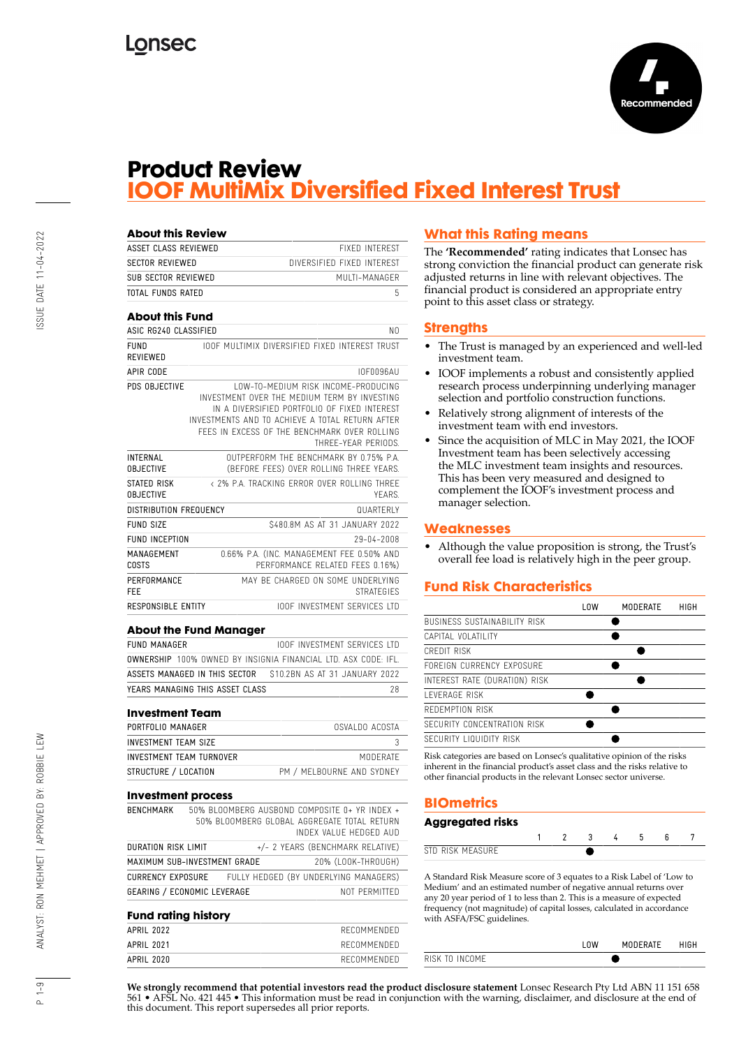# Product Review

## IOOF MultiMix Diversified Fixed Interest Trust

Recommended

### About this Review

| | |
|---|---|
| ASSET CLASS REVIEWED | FIXED INTEREST |
| SECTOR REVIEWED | DIVERSIFIED FIXED INTEREST |
| SUB SECTOR REVIEWED | MULTI-MANAGER |
| TOTAL FUNDS RATED | 5 |

### About this Fund

| | |
|---|---|
| ASIC RG240 CLASSIFIED | NO |
| FUND REVIEWED | IOOF MULTIMIX DIVERSIFIED FIXED INTEREST TRUST |
| APIR CODE | IOF0096AU |
| PDS OBJECTIVE | LOW-TO-MEDIUM RISK INCOME-PRODUCING INVESTMENT OVER THE MEDIUM TERM BY INVESTING IN A DIVERSIFIED PORTFOLIO OF FIXED INTEREST INVESTMENTS AND TO ACHIEVE A TOTAL RETURN AFTER FEES IN EXCESS OF THE BENCHMARK OVER ROLLING THREE-YEAR PERIODS. |
| INTERNAL OBJECTIVE | OUTPERFORM THE BENCHMARK BY 0.75% P.A. (BEFORE FEES) OVER ROLLING THREE YEARS. |
| STATED RISK OBJECTIVE | < 2% P.A. TRACKING ERROR OVER ROLLING THREE YEARS. |
| DISTRIBUTION FREQUENCY | QUARTERLY |
| FUND SIZE | $480.8M AS AT 31 JANUARY 2022 |
| FUND INCEPTION | 29-04-2008 |
| MANAGEMENT COSTS | 0.66% P.A. (INC. MANAGEMENT FEE 0.50% AND PERFORMANCE RELATED FEES 0.16%) |
| PERFORMANCE FEE | MAY BE CHARGED ON SOME UNDERLYING STRATEGIES |
| RESPONSIBLE ENTITY | IOOF INVESTMENT SERVICES LTD |

### About the Fund Manager

| | |
|---|---|
| FUND MANAGER | IOOF INVESTMENT SERVICES LTD |
| OWNERSHIP | 100% OWNED BY INSIGNIA FINANCIAL LTD. ASX CODE: IFL. |
| ASSETS MANAGED IN THIS SECTOR | $10.2BN AS AT 31 JANUARY 2022 |
| YEARS MANAGING THIS ASSET CLASS | 28 |

### Investment Team

| | |
|---|---|
| PORTFOLIO MANAGER | OSVALDO ACOSTA |
| INVESTMENT TEAM SIZE | 3 |
| INVESTMENT TEAM TURNOVER | MODERATE |
| STRUCTURE / LOCATION | PM / MELBOURNE AND SYDNEY |

### Investment process

| | |
|---|---|
| BENCHMARK | 50% BLOOMBERG AUSBOND COMPOSITE 0+ YR INDEX + 50% BLOOMBERG GLOBAL AGGREGATE TOTAL RETURN INDEX VALUE HEDGED AUD |
| DURATION RISK LIMIT | +/- 2 YEARS (BENCHMARK RELATIVE) |
| MAXIMUM SUB-INVESTMENT GRADE | 20% (LOOK-THROUGH) |
| CURRENCY EXPOSURE | FULLY HEDGED (BY UNDERLYING MANAGERS) |
| GEARING / ECONOMIC LEVERAGE | NOT PERMITTED |

### Fund rating history

| | |
|---|---|
| APRIL 2022 | RECOMMENDED |
| APRIL 2021 | RECOMMENDED |
| APRIL 2020 | RECOMMENDED |

## What this Rating means

The **'Recommended'** rating indicates that Lonsec has strong conviction the financial product can generate risk adjusted returns in line with relevant objectives. The financial product is considered an appropriate entry point to this asset class or strategy.

## Strengths

- The Trust is managed by an experienced and well-led investment team.
- IOOF implements a robust and consistently applied research process underpinning underlying manager selection and portfolio construction functions.
- Relatively strong alignment of interests of the investment team with end investors.
- Since the acquisition of MLC in May 2021, the IOOF Investment team has been selectively accessing the MLC investment team insights and resources. This has been very measured and designed to complement the IOOF's investment process and manager selection.

## Weaknesses

- Although the value proposition is strong, the Trust's overall fee load is relatively high in the peer group.

## Fund Risk Characteristics

| | LOW | | MODERATE | | HIGH |
|---|---|---|---|---|---|
| BUSINESS SUSTAINABILITY RISK | | ● | | | |
| CAPITAL VOLATILITY | | ● | | | |
| CREDIT RISK | | | | ● | |
| FOREIGN CURRENCY EXPOSURE | | ● | | | |
| INTEREST RATE (DURATION) RISK | | | | ● | |
| LEVERAGE RISK | ● | | | | |
| REDEMPTION RISK | | ● | | | |
| SECURITY CONCENTRATION RISK | ● | | | | |
| SECURITY LIQUIDITY RISK | | ● | | | |

Risk categories are based on Lonsec's qualitative opinion of the risks inherent in the financial product's asset class and the risks relative to other financial products in the relevant Lonsec sector universe.

## BIOmetrics

### Aggregated risks

| | 1 | 2 | 3 | 4 | 5 | 6 | 7 |
|---|---|---|---|---|---|---|---|
| STD RISK MEASURE | | | ● | | | | |

A Standard Risk Measure score of 3 equates to a Risk Label of 'Low to Medium' and an estimated number of negative annual returns over any 20 year period of 1 to less than 2. This is a measure of expected frequency (not magnitude) of capital losses, calculated in accordance with ASFA/FSC guidelines.

| | LOW | | MODERATE | | HIGH |
|---|---|---|---|---|---|
| RISK TO INCOME | | | ● | | |

**We strongly recommend that potential investors read the product disclosure statement** Lonsec Research Pty Ltd ABN 11 151 658 561 • AFSL No. 421 445 • This information must be read in conjunction with the warning, disclaimer, and disclosure at the end of this document. This report supersedes all prior reports.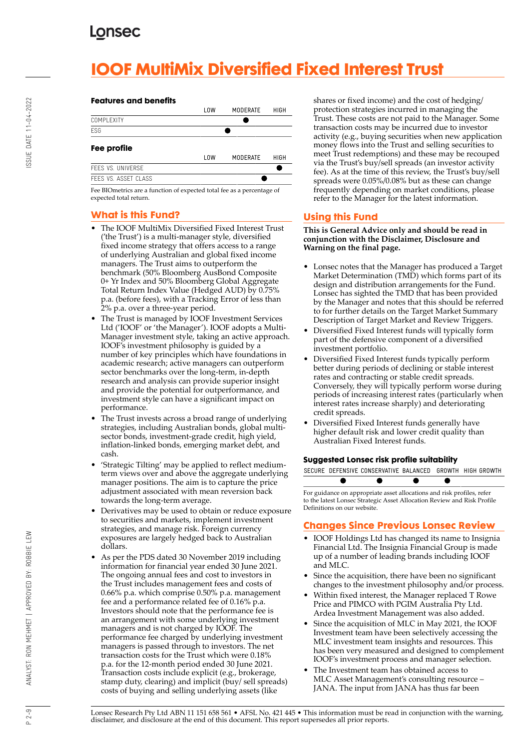# IOOF MultiMix Diversified Fixed Interest Trust

### Features and benefits

| | LOW | MODERATE | HIGH |
|---|---|---|---|
| COMPLEXITY | | ● | |
| ESG | | ● | |

### Fee profile

| | LOW | MODERATE | HIGH |
|---|---|---|---|
| FEES VS. UNIVERSE | | | ● |
| FEES VS. ASSET CLASS | | | ● |

Fee BIOmetrics are a function of expected total fee as a percentage of expected total return.

## What is this Fund?

- The IOOF MultiMix Diversified Fixed Interest Trust ('the Trust') is a multi-manager style, diversified fixed income strategy that offers access to a range of underlying Australian and global fixed income managers. The Trust aims to outperform the benchmark (50% Bloomberg AusBond Composite 0+ Yr Index and 50% Bloomberg Global Aggregate Total Return Index Value (Hedged AUD) by 0.75% p.a. (before fees), with a Tracking Error of less than 2% p.a. over a three-year period.
- The Trust is managed by IOOF Investment Services Ltd ('IOOF' or 'the Manager'). IOOF adopts a Multi-Manager investment style, taking an active approach. IOOF's investment philosophy is guided by a number of key principles which have foundations in academic research; active managers can outperform sector benchmarks over the long-term, in-depth research and analysis can provide superior insight and provide the potential for outperformance, and investment style can have a significant impact on performance.
- The Trust invests across a broad range of underlying strategies, including Australian bonds, global multi-sector bonds, investment-grade credit, high yield, inflation-linked bonds, emerging market debt, and cash.
- 'Strategic Tilting' may be applied to reflect medium-term views over and above the aggregate underlying manager positions. The aim is to capture the price adjustment associated with mean reversion back towards the long-term average.
- Derivatives may be used to obtain or reduce exposure to securities and markets, implement investment strategies, and manage risk. Foreign currency exposures are largely hedged back to Australian dollars.
- As per the PDS dated 30 November 2019 including information for financial year ended 30 June 2021. The ongoing annual fees and cost to investors in the Trust includes management fees and costs of 0.66% p.a. which comprise 0.50% p.a. management fee and a performance related fee of 0.16% p.a. Investors should note that the performance fee is an arrangement with some underlying investment managers and is not charged by IOOF. The performance fee charged by underlying investment managers is passed through to investors. The net transaction costs for the Trust which were 0.18% p.a. for the 12-month period ended 30 June 2021. Transaction costs include explicit (e.g., brokerage, stamp duty, clearing) and implicit (buy/ sell spreads) costs of buying and selling underlying assets (like shares or fixed income) and the cost of hedging/ protection strategies incurred in managing the Trust. These costs are not paid to the Manager. Some transaction costs may be incurred due to investor activity (e.g., buying securities when new application money flows into the Trust and selling securities to meet Trust redemptions) and these may be recouped via the Trust's buy/sell spreads (an investor activity fee). As at the time of this review, the Trust's buy/sell spreads were 0.05%/0.08% but as these can change frequently depending on market conditions, please refer to the Manager for the latest information.

## Using this Fund

**This is General Advice only and should be read in conjunction with the Disclaimer, Disclosure and Warning on the final page.**

- Lonsec notes that the Manager has produced a Target Market Determination (TMD) which forms part of its design and distribution arrangements for the Fund. Lonsec has sighted the TMD that has been provided by the Manager and notes that this should be referred to for further details on the Target Market Summary Description of Target Market and Review Triggers.
- Diversified Fixed Interest funds will typically form part of the defensive component of a diversified investment portfolio.
- Diversified Fixed Interest funds typically perform better during periods of declining or stable interest rates and contracting or stable credit spreads. Conversely, they will typically perform worse during periods of increasing interest rates (particularly when interest rates increase sharply) and deteriorating credit spreads.
- Diversified Fixed Interest funds generally have higher default risk and lower credit quality than Australian Fixed Interest funds.

### Suggested Lonsec risk profile suitability

| SECURE | DEFENSIVE | CONSERVATIVE | BALANCED | GROWTH | HIGH GROWTH |
|---|---|---|---|---|---|
| | ● | ● | ● | ● | |

For guidance on appropriate asset allocations and risk profiles, refer to the latest Lonsec Strategic Asset Allocation Review and Risk Profile Definitions on our website.

## Changes Since Previous Lonsec Review

- IOOF Holdings Ltd has changed its name to Insignia Financial Ltd. The Insignia Financial Group is made up of a number of leading brands including IOOF and MLC.
- Since the acquisition, there have been no significant changes to the investment philosophy and/or process.
- Within fixed interest, the Manager replaced T Rowe Price and PIMCO with PGIM Australia Pty Ltd. Ardea Investment Management was also added.
- Since the acquisition of MLC in May 2021, the IOOF Investment team have been selectively accessing the MLC investment team insights and resources. This has been very measured and designed to complement IOOF's investment process and manager selection.
- The Investment team has obtained access to MLC Asset Management's consulting resource – JANA. The input from JANA has thus far been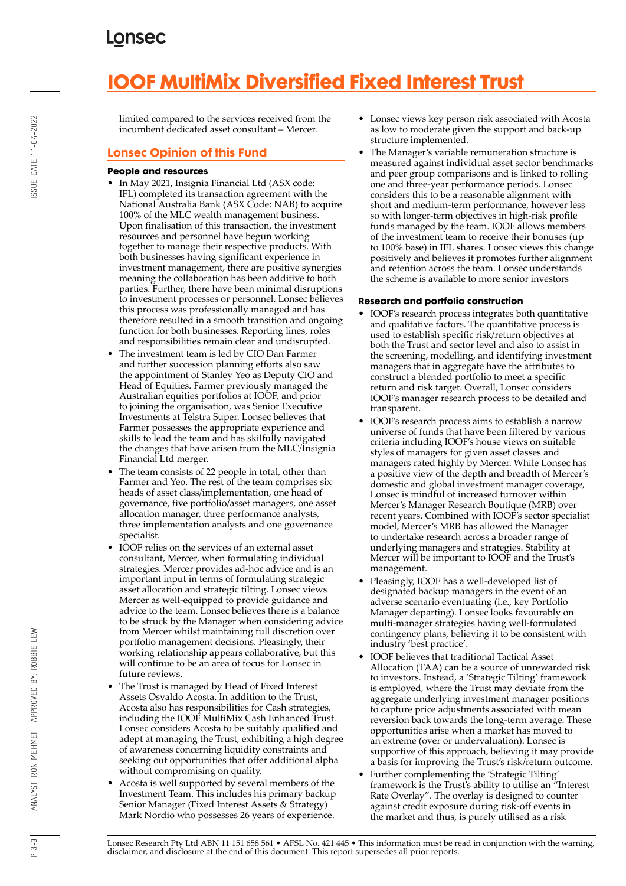limited compared to the services received from the incumbent dedicated asset consultant – Mercer.

## Lonsec Opinion of this Fund

### People and resources

- In May 2021, Insignia Financial Ltd (ASX code: IFL) completed its transaction agreement with the National Australia Bank (ASX Code: NAB) to acquire 100% of the MLC wealth management business. Upon finalisation of this transaction, the investment resources and personnel have begun working together to manage their respective products. With both businesses having significant experience in investment management, there are positive synergies meaning the collaboration has been additive to both parties. Further, there have been minimal disruptions to investment processes or personnel. Lonsec believes this process was professionally managed and has therefore resulted in a smooth transition and ongoing function for both businesses. Reporting lines, roles and responsibilities remain clear and undisrupted.
- The investment team is led by CIO Dan Farmer and further succession planning efforts also saw the appointment of Stanley Yeo as Deputy CIO and Head of Equities. Farmer previously managed the Australian equities portfolios at IOOF, and prior to joining the organisation, was Senior Executive Investments at Telstra Super. Lonsec believes that Farmer possesses the appropriate experience and skills to lead the team and has skilfully navigated the changes that have arisen from the MLC/Insignia Financial Ltd merger.
- The team consists of 22 people in total, other than Farmer and Yeo. The rest of the team comprises six heads of asset class/implementation, one head of governance, five portfolio/asset managers, one asset allocation manager, three performance analysts, three implementation analysts and one governance specialist.
- IOOF relies on the services of an external asset consultant, Mercer, when formulating individual strategies. Mercer provides ad-hoc advice and is an important input in terms of formulating strategic asset allocation and strategic tilting. Lonsec views Mercer as well-equipped to provide guidance and advice to the team. Lonsec believes there is a balance to be struck by the Manager when considering advice from Mercer whilst maintaining full discretion over portfolio management decisions. Pleasingly, their working relationship appears collaborative, but this will continue to be an area of focus for Lonsec in future reviews.
- The Trust is managed by Head of Fixed Interest Assets Osvaldo Acosta. In addition to the Trust, Acosta also has responsibilities for Cash strategies, including the IOOF MultiMix Cash Enhanced Trust. Lonsec considers Acosta to be suitably qualified and adept at managing the Trust, exhibiting a high degree of awareness concerning liquidity constraints and seeking out opportunities that offer additional alpha without compromising on quality.
- Acosta is well supported by several members of the Investment Team. This includes his primary backup Senior Manager (Fixed Interest Assets & Strategy) Mark Nordio who possesses 26 years of experience.
- Lonsec views key person risk associated with Acosta as low to moderate given the support and back-up structure implemented.
- The Manager's variable remuneration structure is measured against individual asset sector benchmarks and peer group comparisons and is linked to rolling one and three-year performance periods. Lonsec considers this to be a reasonable alignment with short and medium-term performance, however less so with longer-term objectives in high-risk profile funds managed by the team. IOOF allows members of the investment team to receive their bonuses (up to 100% base) in IFL shares. Lonsec views this change positively and believes it promotes further alignment and retention across the team. Lonsec understands the scheme is available to more senior investors

### Research and portfolio construction

- IOOF's research process integrates both quantitative and qualitative factors. The quantitative process is used to establish specific risk/return objectives at both the Trust and sector level and also to assist in the screening, modelling, and identifying investment managers that in aggregate have the attributes to construct a blended portfolio to meet a specific return and risk target. Overall, Lonsec considers IOOF's manager research process to be detailed and transparent.
- IOOF's research process aims to establish a narrow universe of funds that have been filtered by various criteria including IOOF's house views on suitable styles of managers for given asset classes and managers rated highly by Mercer. While Lonsec has a positive view of the depth and breadth of Mercer's domestic and global investment manager coverage, Lonsec is mindful of increased turnover within Mercer's Manager Research Boutique (MRB) over recent years. Combined with IOOF's sector specialist model, Mercer's MRB has allowed the Manager to undertake research across a broader range of underlying managers and strategies. Stability at Mercer will be important to IOOF and the Trust's management.
- Pleasingly, IOOF has a well-developed list of designated backup managers in the event of an adverse scenario eventuating (i.e., key Portfolio Manager departing). Lonsec looks favourably on multi-manager strategies having well-formulated contingency plans, believing it to be consistent with industry 'best practice'.
- IOOF believes that traditional Tactical Asset Allocation (TAA) can be a source of unrewarded risk to investors. Instead, a 'Strategic Tilting' framework is employed, where the Trust may deviate from the aggregate underlying investment manager positions to capture price adjustments associated with mean reversion back towards the long-term average. These opportunities arise when a market has moved to an extreme (over or undervaluation). Lonsec is supportive of this approach, believing it may provide a basis for improving the Trust's risk/return outcome.
- Further complementing the 'Strategic Tilting' framework is the Trust's ability to utilise an "Interest Rate Overlay". The overlay is designed to counter against credit exposure during risk-off events in the market and thus, is purely utilised as a risk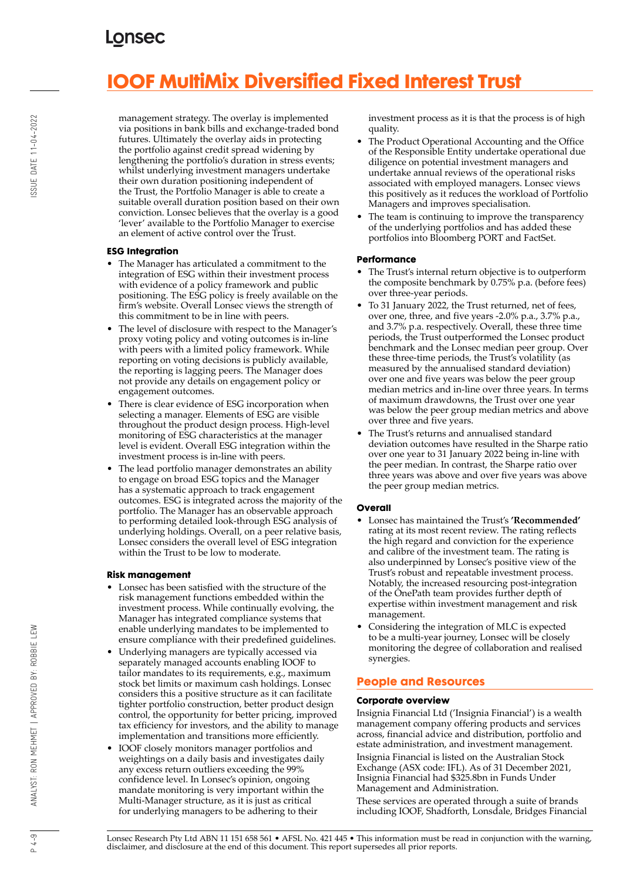management strategy. The overlay is implemented via positions in bank bills and exchange-traded bond futures. Ultimately the overlay aids in protecting the portfolio against credit spread widening by lengthening the portfolio's duration in stress events; whilst underlying investment managers undertake their own duration positioning independent of the Trust, the Portfolio Manager is able to create a suitable overall duration position based on their own conviction. Lonsec believes that the overlay is a good 'lever' available to the Portfolio Manager to exercise an element of active control over the Trust.

### ESG Integration

- The Manager has articulated a commitment to the integration of ESG within their investment process with evidence of a policy framework and public positioning. The ESG policy is freely available on the firm's website. Overall Lonsec views the strength of this commitment to be in line with peers.
- The level of disclosure with respect to the Manager's proxy voting policy and voting outcomes is in-line with peers with a limited policy framework. While reporting on voting decisions is publicly available, the reporting is lagging peers. The Manager does not provide any details on engagement policy or engagement outcomes.
- There is clear evidence of ESG incorporation when selecting a manager. Elements of ESG are visible throughout the product design process. High-level monitoring of ESG characteristics at the manager level is evident. Overall ESG integration within the investment process is in-line with peers.
- The lead portfolio manager demonstrates an ability to engage on broad ESG topics and the Manager has a systematic approach to track engagement outcomes. ESG is integrated across the majority of the portfolio. The Manager has an observable approach to performing detailed look-through ESG analysis of underlying holdings. Overall, on a peer relative basis, Lonsec considers the overall level of ESG integration within the Trust to be low to moderate.

### Risk management

- Lonsec has been satisfied with the structure of the risk management functions embedded within the investment process. While continually evolving, the Manager has integrated compliance systems that enable underlying mandates to be implemented to ensure compliance with their predefined guidelines.
- Underlying managers are typically accessed via separately managed accounts enabling IOOF to tailor mandates to its requirements, e.g., maximum stock bet limits or maximum cash holdings. Lonsec considers this a positive structure as it can facilitate tighter portfolio construction, better product design control, the opportunity for better pricing, improved tax efficiency for investors, and the ability to manage implementation and transitions more efficiently.
- IOOF closely monitors manager portfolios and weightings on a daily basis and investigates daily any excess return outliers exceeding the 99% confidence level. In Lonsec's opinion, ongoing mandate monitoring is very important within the Multi-Manager structure, as it is just as critical for underlying managers to be adhering to their investment process as it is that the process is of high quality.
- The Product Operational Accounting and the Office of the Responsible Entity undertake operational due diligence on potential investment managers and undertake annual reviews of the operational risks associated with employed managers. Lonsec views this positively as it reduces the workload of Portfolio Managers and improves specialisation.
- The team is continuing to improve the transparency of the underlying portfolios and has added these portfolios into Bloomberg PORT and FactSet.

### Performance

- The Trust's internal return objective is to outperform the composite benchmark by 0.75% p.a. (before fees) over three-year periods.
- To 31 January 2022, the Trust returned, net of fees, over one, three, and five years -2.0% p.a., 3.7% p.a., and 3.7% p.a. respectively. Overall, these three time periods, the Trust outperformed the Lonsec product benchmark and the Lonsec median peer group. Over these three-time periods, the Trust's volatility (as measured by the annualised standard deviation) over one and five years was below the peer group median metrics and in-line over three years. In terms of maximum drawdowns, the Trust over one year was below the peer group median metrics and above over three and five years.
- The Trust's returns and annualised standard deviation outcomes have resulted in the Sharpe ratio over one year to 31 January 2022 being in-line with the peer median. In contrast, the Sharpe ratio over three years was above and over five years was above the peer group median metrics.

### Overall

- Lonsec has maintained the Trust's **'Recommended'** rating at its most recent review. The rating reflects the high regard and conviction for the experience and calibre of the investment team. The rating is also underpinned by Lonsec's positive view of the Trust's robust and repeatable investment process. Notably, the increased resourcing post-integration of the OnePath team provides further depth of expertise within investment management and risk management.
- Considering the integration of MLC is expected to be a multi-year journey, Lonsec will be closely monitoring the degree of collaboration and realised synergies.

## People and Resources

### Corporate overview

Insignia Financial Ltd ('Insignia Financial') is a wealth management company offering products and services across, financial advice and distribution, portfolio and estate administration, and investment management.

Insignia Financial is listed on the Australian Stock Exchange (ASX code: IFL). As of 31 December 2021, Insignia Financial had $325.8bn in Funds Under Management and Administration.

These services are operated through a suite of brands including IOOF, Shadforth, Lonsdale, Bridges Financial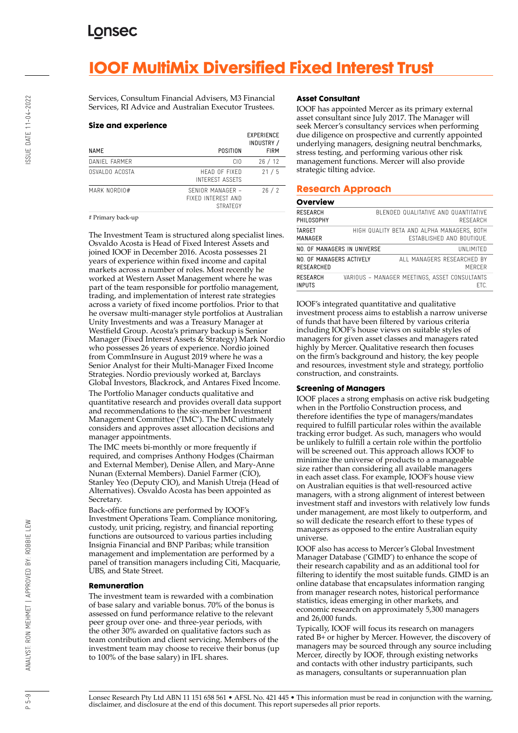# IOOF MultiMix Diversified Fixed Interest Trust

Services, Consultum Financial Advisers, M3 Financial Services, RI Advice and Australian Executor Trustees.

### Size and experience

| NAME | POSITION | EXPERIENCE INDUSTRY / FIRM |
|---|---|---|
| DANIEL FARMER | CIO | 26 / 12 |
| OSVALDO ACOSTA | HEAD OF FIXED INTEREST ASSETS | 21 / 5 |
| MARK NORDIO# | SENIOR MANAGER – FIXED INTEREST AND STRATEGY | 26 / 2 |

# Primary back-up

The Investment Team is structured along specialist lines. Osvaldo Acosta is Head of Fixed Interest Assets and joined IOOF in December 2016. Acosta possesses 21 years of experience within fixed income and capital markets across a number of roles. Most recently he worked at Western Asset Management where he was part of the team responsible for portfolio management, trading, and implementation of interest rate strategies across a variety of fixed income portfolios. Prior to that he oversaw multi-manager style portfolios at Australian Unity Investments and was a Treasury Manager at Westfield Group. Acosta's primary backup is Senior Manager (Fixed Interest Assets & Strategy) Mark Nordio who possesses 26 years of experience. Nordio joined from CommInsure in August 2019 where he was a Senior Analyst for their Multi-Manager Fixed Income Strategies. Nordio previously worked at, Barclays Global Investors, Blackrock, and Antares Fixed Income.

The Portfolio Manager conducts qualitative and quantitative research and provides overall data support and recommendations to the six-member Investment Management Committee ('IMC'). The IMC ultimately considers and approves asset allocation decisions and manager appointments.

The IMC meets bi-monthly or more frequently if required, and comprises Anthony Hodges (Chairman and External Member), Denise Allen, and Mary-Anne Nunan (External Members). Daniel Farmer (CIO), Stanley Yeo (Deputy CIO), and Manish Utreja (Head of Alternatives). Osvaldo Acosta has been appointed as Secretary.

Back-office functions are performed by IOOF's Investment Operations Team. Compliance monitoring, custody, unit pricing, registry, and financial reporting functions are outsourced to various parties including Insignia Financial and BNP Paribas; while transition management and implementation are performed by a panel of transition managers including Citi, Macquarie, UBS, and State Street.

### Remuneration

The investment team is rewarded with a combination of base salary and variable bonus. 70% of the bonus is assessed on fund performance relative to the relevant peer group over one- and three-year periods, with the other 30% awarded on qualitative factors such as team contribution and client servicing. Members of the investment team may choose to receive their bonus (up to 100% of the base salary) in IFL shares.

### Asset Consultant

IOOF has appointed Mercer as its primary external asset consultant since July 2017. The Manager will seek Mercer's consultancy services when performing due diligence on prospective and currently appointed underlying managers, designing neutral benchmarks, stress testing, and performing various other risk management functions. Mercer will also provide strategic tilting advice.

## Research Approach

### Overview

| | |
|---|---|
| RESEARCH PHILOSOPHY | BLENDED QUALITATIVE AND QUANTITATIVE RESEARCH |
| TARGET MANAGER | HIGH QUALITY BETA AND ALPHA MANAGERS, BOTH ESTABLISHED AND BOUTIQUE. |
| NO. OF MANAGERS IN UNIVERSE | UNLIMITED |
| NO. OF MANAGERS ACTIVELY RESEARCHED | ALL MANAGERS RESEARCHED BY MERCER |
| RESEARCH INPUTS | VARIOUS – MANAGER MEETINGS, ASSET CONSULTANTS ETC. |

IOOF's integrated quantitative and qualitative investment process aims to establish a narrow universe of funds that have been filtered by various criteria including IOOF's house views on suitable styles of managers for given asset classes and managers rated highly by Mercer. Qualitative research then focuses on the firm's background and history, the key people and resources, investment style and strategy, portfolio construction, and constraints.

### Screening of Managers

IOOF places a strong emphasis on active risk budgeting when in the Portfolio Construction process, and therefore identifies the type of managers/mandates required to fulfill particular roles within the available tracking error budget. As such, managers who would be unlikely to fulfill a certain role within the portfolio will be screened out. This approach allows IOOF to minimize the universe of products to a manageable size rather than considering all available managers in each asset class. For example, IOOF's house view on Australian equities is that well-resourced active managers, with a strong alignment of interest between investment staff and investors with relatively low funds under management, are most likely to outperform, and so will dedicate the research effort to these types of managers as opposed to the entire Australian equity universe.

IOOF also has access to Mercer's Global Investment Manager Database ('GIMD') to enhance the scope of their research capability and as an additional tool for filtering to identify the most suitable funds. GIMD is an online database that encapsulates information ranging from manager research notes, historical performance statistics, ideas emerging in other markets, and economic research on approximately 5,300 managers and 26,000 funds.

Typically, IOOF will focus its research on managers rated B+ or higher by Mercer. However, the discovery of managers may be sourced through any source including Mercer, directly by IOOF, through existing networks and contacts with other industry participants, such as managers, consultants or superannuation plan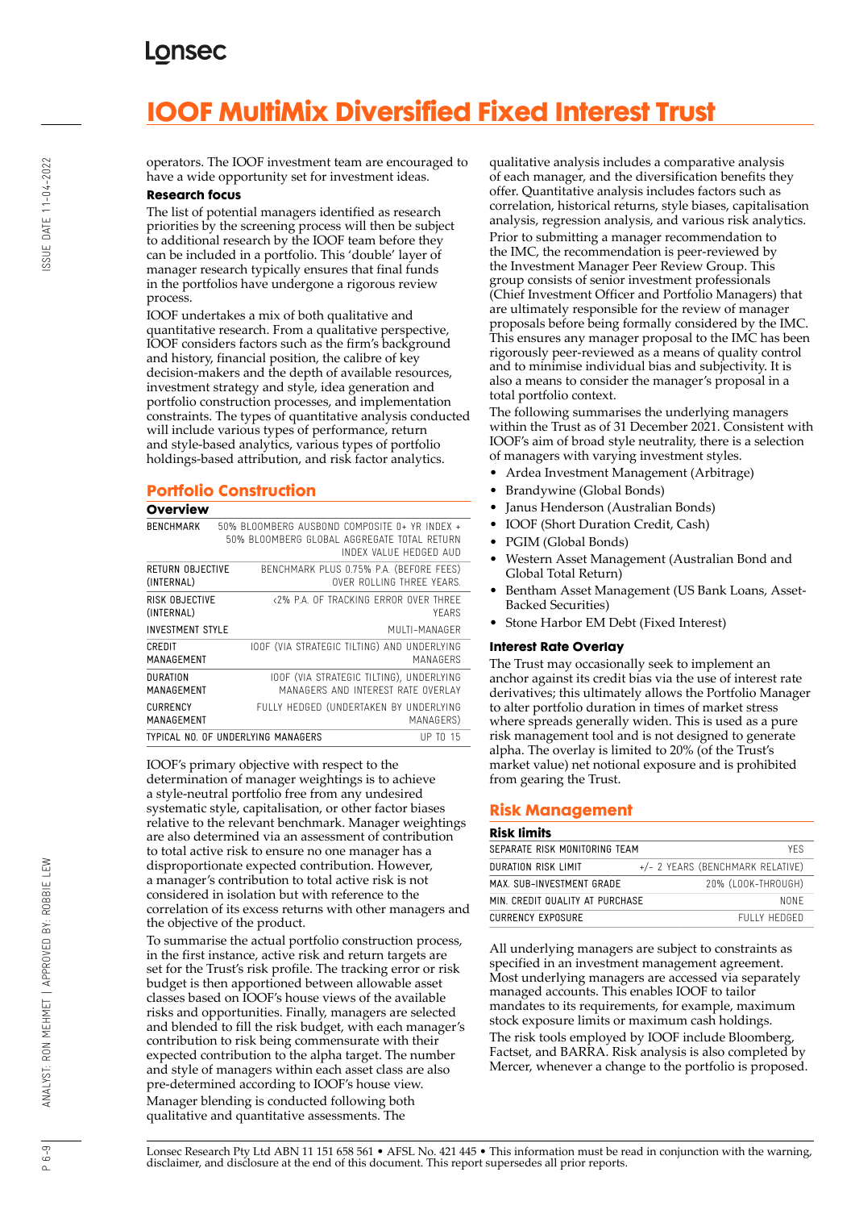# IOOF MultiMix Diversified Fixed Interest Trust

operators. The IOOF investment team are encouraged to have a wide opportunity set for investment ideas.

### Research focus

The list of potential managers identified as research priorities by the screening process will then be subject to additional research by the IOOF team before they can be included in a portfolio. This 'double' layer of manager research typically ensures that final funds in the portfolios have undergone a rigorous review process.

IOOF undertakes a mix of both qualitative and quantitative research. From a qualitative perspective, IOOF considers factors such as the firm's background and history, financial position, the calibre of key decision-makers and the depth of available resources, investment strategy and style, idea generation and portfolio construction processes, and implementation constraints. The types of quantitative analysis conducted will include various types of performance, return and style-based analytics, various types of portfolio holdings-based attribution, and risk factor analytics.

## Portfolio Construction

### Overview

| | |
|---|---|
| BENCHMARK | 50% BLOOMBERG AUSBOND COMPOSITE 0+ YR INDEX + 50% BLOOMBERG GLOBAL AGGREGATE TOTAL RETURN INDEX VALUE HEDGED AUD |
| RETURN OBJECTIVE (INTERNAL) | BENCHMARK PLUS 0.75% P.A. (BEFORE FEES) OVER ROLLING THREE YEARS. |
| RISK OBJECTIVE (INTERNAL) | <2% P.A. OF TRACKING ERROR OVER THREE YEARS |
| INVESTMENT STYLE | MULTI-MANAGER |
| CREDIT MANAGEMENT | IOOF (VIA STRATEGIC TILTING) AND UNDERLYING MANAGERS |
| DURATION MANAGEMENT | IOOF (VIA STRATEGIC TILTING), UNDERLYING MANAGERS AND INTEREST RATE OVERLAY |
| CURRENCY MANAGEMENT | FULLY HEDGED (UNDERTAKEN BY UNDERLYING MANAGERS) |
| TYPICAL NO. OF UNDERLYING MANAGERS | UP TO 15 |

IOOF's primary objective with respect to the determination of manager weightings is to achieve a style-neutral portfolio free from any undesired systematic style, capitalisation, or other factor biases relative to the relevant benchmark. Manager weightings are also determined via an assessment of contribution to total active risk to ensure no one manager has a disproportionate expected contribution. However, a manager's contribution to total active risk is not considered in isolation but with reference to the correlation of its excess returns with other managers and the objective of the product.

To summarise the actual portfolio construction process, in the first instance, active risk and return targets are set for the Trust's risk profile. The tracking error or risk budget is then apportioned between allowable asset classes based on IOOF's house views of the available risks and opportunities. Finally, managers are selected and blended to fill the risk budget, with each manager's contribution to risk being commensurate with their expected contribution to the alpha target. The number and style of managers within each asset class are also pre-determined according to IOOF's house view.

Manager blending is conducted following both qualitative and quantitative assessments. The qualitative analysis includes a comparative analysis of each manager, and the diversification benefits they offer. Quantitative analysis includes factors such as correlation, historical returns, style biases, capitalisation analysis, regression analysis, and various risk analytics.

Prior to submitting a manager recommendation to the IMC, the recommendation is peer-reviewed by the Investment Manager Peer Review Group. This group consists of senior investment professionals (Chief Investment Officer and Portfolio Managers) that are ultimately responsible for the review of manager proposals before being formally considered by the IMC. This ensures any manager proposal to the IMC has been rigorously peer-reviewed as a means of quality control and to minimise individual bias and subjectivity. It is also a means to consider the manager's proposal in a total portfolio context.

The following summarises the underlying managers within the Trust as of 31 December 2021. Consistent with IOOF's aim of broad style neutrality, there is a selection of managers with varying investment styles.

- Ardea Investment Management (Arbitrage)
- Brandywine (Global Bonds)
- Janus Henderson (Australian Bonds)
- IOOF (Short Duration Credit, Cash)
- PGIM (Global Bonds)
- Western Asset Management (Australian Bond and Global Total Return)
- Bentham Asset Management (US Bank Loans, Asset-Backed Securities)
- Stone Harbor EM Debt (Fixed Interest)

### Interest Rate Overlay

The Trust may occasionally seek to implement an anchor against its credit bias via the use of interest rate derivatives; this ultimately allows the Portfolio Manager to alter portfolio duration in times of market stress where spreads generally widen. This is used as a pure risk management tool and is not designed to generate alpha. The overlay is limited to 20% (of the Trust's market value) net notional exposure and is prohibited from gearing the Trust.

## Risk Management

### Risk limits

| | |
|---|---|
| SEPARATE RISK MONITORING TEAM | YES |
| DURATION RISK LIMIT | +/- 2 YEARS (BENCHMARK RELATIVE) |
| MAX. SUB-INVESTMENT GRADE | 20% (LOOK-THROUGH) |
| MIN. CREDIT QUALITY AT PURCHASE | NONE |
| CURRENCY EXPOSURE | FULLY HEDGED |

All underlying managers are subject to constraints as specified in an investment management agreement. Most underlying managers are accessed via separately managed accounts. This enables IOOF to tailor mandates to its requirements, for example, maximum stock exposure limits or maximum cash holdings.

The risk tools employed by IOOF include Bloomberg, Factset, and BARRA. Risk analysis is also completed by Mercer, whenever a change to the portfolio is proposed.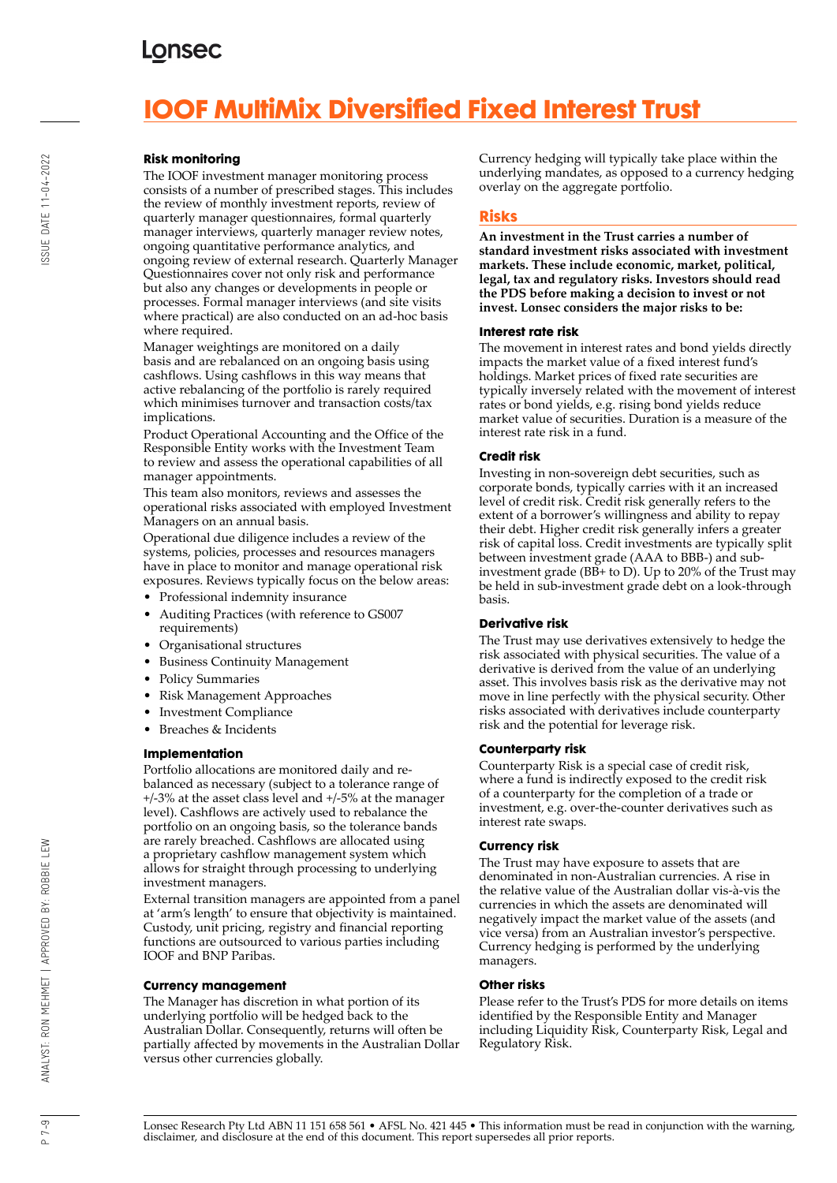# IOOF MultiMix Diversified Fixed Interest Trust

### Risk monitoring

The IOOF investment manager monitoring process consists of a number of prescribed stages. This includes the review of monthly investment reports, review of quarterly manager questionnaires, formal quarterly manager interviews, quarterly manager review notes, ongoing quantitative performance analytics, and ongoing review of external research. Quarterly Manager Questionnaires cover not only risk and performance but also any changes or developments in people or processes. Formal manager interviews (and site visits where practical) are also conducted on an ad-hoc basis where required.

Manager weightings are monitored on a daily basis and are rebalanced on an ongoing basis using cashflows. Using cashflows in this way means that active rebalancing of the portfolio is rarely required which minimises turnover and transaction costs/tax implications.

Product Operational Accounting and the Office of the Responsible Entity works with the Investment Team to review and assess the operational capabilities of all manager appointments.

This team also monitors, reviews and assesses the operational risks associated with employed Investment Managers on an annual basis.

Operational due diligence includes a review of the systems, policies, processes and resources managers have in place to monitor and manage operational risk exposures. Reviews typically focus on the below areas:

- Professional indemnity insurance
- Auditing Practices (with reference to GS007 requirements)
- Organisational structures
- Business Continuity Management
- Policy Summaries
- Risk Management Approaches
- Investment Compliance
- Breaches & Incidents

### Implementation

Portfolio allocations are monitored daily and re-balanced as necessary (subject to a tolerance range of +/-3% at the asset class level and +/-5% at the manager level). Cashflows are actively used to rebalance the portfolio on an ongoing basis, so the tolerance bands are rarely breached. Cashflows are allocated using a proprietary cashflow management system which allows for straight through processing to underlying investment managers.

External transition managers are appointed from a panel at 'arm's length' to ensure that objectivity is maintained. Custody, unit pricing, registry and financial reporting functions are outsourced to various parties including IOOF and BNP Paribas.

### Currency management

The Manager has discretion in what portion of its underlying portfolio will be hedged back to the Australian Dollar. Consequently, returns will often be partially affected by movements in the Australian Dollar versus other currencies globally.

Currency hedging will typically take place within the underlying mandates, as opposed to a currency hedging overlay on the aggregate portfolio.

## Risks

**An investment in the Trust carries a number of standard investment risks associated with investment markets. These include economic, market, political, legal, tax and regulatory risks. Investors should read the PDS before making a decision to invest or not invest. Lonsec considers the major risks to be:**

### Interest rate risk

The movement in interest rates and bond yields directly impacts the market value of a fixed interest fund's holdings. Market prices of fixed rate securities are typically inversely related with the movement of interest rates or bond yields, e.g. rising bond yields reduce market value of securities. Duration is a measure of the interest rate risk in a fund.

### Credit risk

Investing in non-sovereign debt securities, such as corporate bonds, typically carries with it an increased level of credit risk. Credit risk generally refers to the extent of a borrower's willingness and ability to repay their debt. Higher credit risk generally infers a greater risk of capital loss. Credit investments are typically split between investment grade (AAA to BBB-) and sub-investment grade (BB+ to D). Up to 20% of the Trust may be held in sub-investment grade debt on a look-through basis.

### Derivative risk

The Trust may use derivatives extensively to hedge the risk associated with physical securities. The value of a derivative is derived from the value of an underlying asset. This involves basis risk as the derivative may not move in line perfectly with the physical security. Other risks associated with derivatives include counterparty risk and the potential for leverage risk.

### Counterparty risk

Counterparty Risk is a special case of credit risk, where a fund is indirectly exposed to the credit risk of a counterparty for the completion of a trade or investment, e.g. over-the-counter derivatives such as interest rate swaps.

### Currency risk

The Trust may have exposure to assets that are denominated in non-Australian currencies. A rise in the relative value of the Australian dollar vis-à-vis the currencies in which the assets are denominated will negatively impact the market value of the assets (and vice versa) from an Australian investor's perspective. Currency hedging is performed by the underlying managers.

### Other risks

Please refer to the Trust's PDS for more details on items identified by the Responsible Entity and Manager including Liquidity Risk, Counterparty Risk, Legal and Regulatory Risk.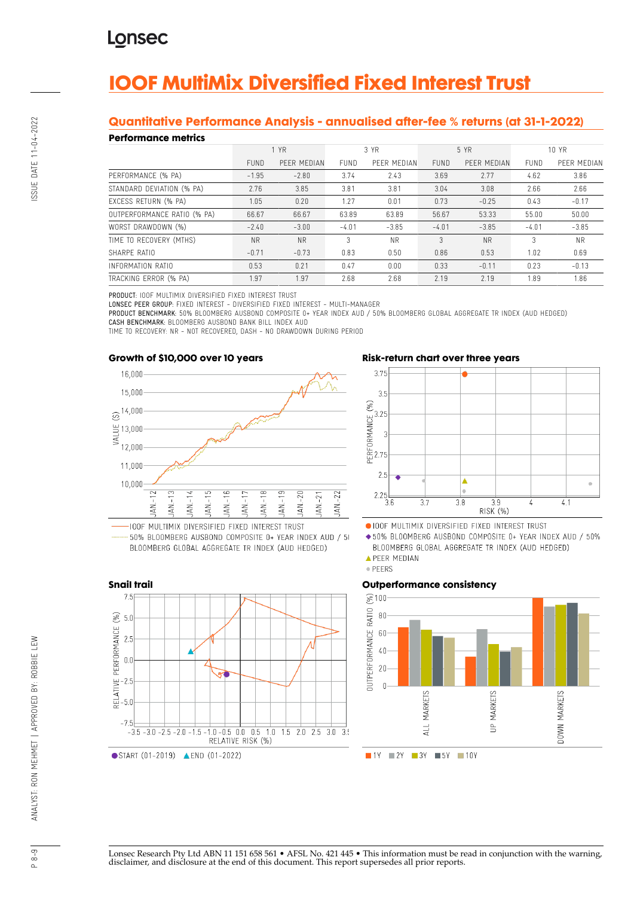# IOOF MultiMix Diversified Fixed Interest Trust

## Quantitative Performance Analysis - annualised after-fee % returns (at 31-1-2022)

### Performance metrics

| | 1 YR | | 3 YR | | 5 YR | | 10 YR | |
|---|---|---|---|---|---|---|---|---|
| | FUND | PEER MEDIAN | FUND | PEER MEDIAN | FUND | PEER MEDIAN | FUND | PEER MEDIAN |
| PERFORMANCE (% PA) | -1.95 | -2.80 | 3.74 | 2.43 | 3.69 | 2.77 | 4.62 | 3.86 |
| STANDARD DEVIATION (% PA) | 2.76 | 3.85 | 3.81 | 3.81 | 3.04 | 3.08 | 2.66 | 2.66 |
| EXCESS RETURN (% PA) | 1.05 | 0.20 | 1.27 | 0.01 | 0.73 | -0.25 | 0.43 | -0.17 |
| OUTPERFORMANCE RATIO (% PA) | 66.67 | 66.67 | 63.89 | 63.89 | 56.67 | 53.33 | 55.00 | 50.00 |
| WORST DRAWDOWN (%) | -2.40 | -3.00 | -4.01 | -3.85 | -4.01 | -3.85 | -4.01 | -3.85 |
| TIME TO RECOVERY (MTHS) | NR | NR | 3 | NR | 3 | NR | 3 | NR |
| SHARPE RATIO | -0.71 | -0.73 | 0.83 | 0.50 | 0.86 | 0.53 | 1.02 | 0.69 |
| INFORMATION RATIO | 0.53 | 0.21 | 0.47 | 0.00 | 0.33 | -0.11 | 0.23 | -0.13 |
| TRACKING ERROR (% PA) | 1.97 | 1.97 | 2.68 | 2.68 | 2.19 | 2.19 | 1.89 | 1.86 |

**PRODUCT:** IOOF MULTIMIX DIVERSIFIED FIXED INTEREST TRUST
**LONSEC PEER GROUP:** FIXED INTEREST - DIVERSIFIED FIXED INTEREST - MULTI-MANAGER
**PRODUCT BENCHMARK:** 50% BLOOMBERG AUSBOND COMPOSITE 0+ YEAR INDEX AUD / 50% BLOOMBERG GLOBAL AGGREGATE TR INDEX (AUD HEDGED)
**CASH BENCHMARK:** BLOOMBERG AUSBOND BANK BILL INDEX AUD
TIME TO RECOVERY: NR - NOT RECOVERED, DASH - NO DRAWDOWN DURING PERIOD

### Growth of $10,000 over 10 years

— IOOF MULTIMIX DIVERSIFIED FIXED INTEREST TRUST
··· 50% BLOOMBERG AUSBOND COMPOSITE 0+ YEAR INDEX AUD / 50% BLOOMBERG GLOBAL AGGREGATE TR INDEX (AUD HEDGED)

### Risk-return chart over three years

● IOOF MULTIMIX DIVERSIFIED FIXED INTEREST TRUST
◆ 50% BLOOMBERG AUSBOND COMPOSITE 0+ YEAR INDEX AUD / 50% BLOOMBERG GLOBAL AGGREGATE TR INDEX (AUD HEDGED)
▲ PEER MEDIAN
● PEERS

### Snail trail

● START (01-2019) ▲ END (01-2022)

### Outperformance consistency

1Y 2Y 3Y 5Y 10Y

Lonsec Research Pty Ltd ABN 11 151 658 561 • AFSL No. 421 445 • This information must be read in conjunction with the warning, disclaimer, and disclosure at the end of this document. This report supersedes all prior reports.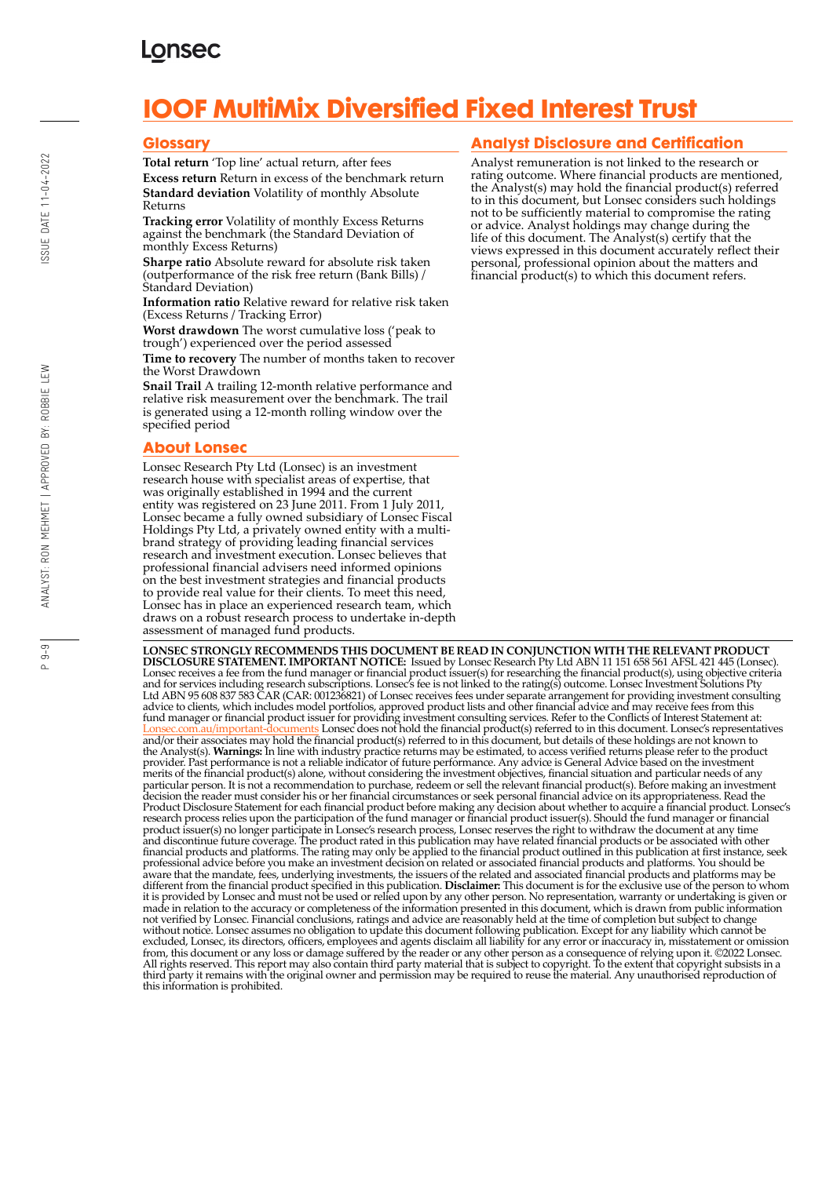# IOOF MultiMix Diversified Fixed Interest Trust

## Glossary

**Total return** 'Top line' actual return, after fees

**Excess return** Return in excess of the benchmark return

**Standard deviation** Volatility of monthly Absolute Returns

**Tracking error** Volatility of monthly Excess Returns against the benchmark (the Standard Deviation of monthly Excess Returns)

**Sharpe ratio** Absolute reward for absolute risk taken (outperformance of the risk free return (Bank Bills) / Standard Deviation)

**Information ratio** Relative reward for relative risk taken (Excess Returns / Tracking Error)

**Worst drawdown** The worst cumulative loss ('peak to trough') experienced over the period assessed

**Time to recovery** The number of months taken to recover the Worst Drawdown

**Snail Trail** A trailing 12-month relative performance and relative risk measurement over the benchmark. The trail is generated using a 12-month rolling window over the specified period

## About Lonsec

Lonsec Research Pty Ltd (Lonsec) is an investment research house with specialist areas of expertise, that was originally established in 1994 and the current entity was registered on 23 June 2011. From 1 July 2011, Lonsec became a fully owned subsidiary of Lonsec Fiscal Holdings Pty Ltd, a privately owned entity with a multi-brand strategy of providing leading financial services research and investment execution. Lonsec believes that professional financial advisers need informed opinions on the best investment strategies and financial products to provide real value for their clients. To meet this need, Lonsec has in place an experienced research team, which draws on a robust research process to undertake in-depth assessment of managed fund products.

## Analyst Disclosure and Certification

Analyst remuneration is not linked to the research or rating outcome. Where financial products are mentioned, the Analyst(s) may hold the financial product(s) referred to in this document, but Lonsec considers such holdings not to be sufficiently material to compromise the rating or advice. Analyst holdings may change during the life of this document. The Analyst(s) certify that the views expressed in this document accurately reflect their personal, professional opinion about the matters and financial product(s) to which this document refers.

**LONSEC STRONGLY RECOMMENDS THIS DOCUMENT BE READ IN CONJUNCTION WITH THE RELEVANT PRODUCT DISCLOSURE STATEMENT. IMPORTANT NOTICE:** Issued by Lonsec Research Pty Ltd ABN 11 151 658 561 AFSL 421 445 (Lonsec). Lonsec receives a fee from the fund manager or financial product issuer(s) for researching the financial product(s), using objective criteria and for services including research subscriptions. Lonsec's fee is not linked to the rating(s) outcome. Lonsec Investment Solutions Pty Ltd ABN 95 608 837 583 CAR (CAR: 001236821) of Lonsec receives fees under separate arrangement for providing investment consulting advice to clients, which includes model portfolios, approved product lists and other financial advice and may receive fees from this fund manager or financial product issuer for providing investment consulting services. Refer to the Conflicts of Interest Statement at: Lonsec.com.au/important-documents Lonsec does not hold the financial product(s) referred to in this document. Lonsec's representatives and/or their associates may hold the financial product(s) referred to in this document, but details of these holdings are not known to the Analyst(s). **Warnings:** In line with industry practice returns may be estimated, to access verified returns please refer to the product provider. Past performance is not a reliable indicator of future performance. Any advice is General Advice based on the investment merits of the financial product(s) alone, without considering the investment objectives, financial situation and particular needs of any particular person. It is not a recommendation to purchase, redeem or sell the relevant financial product(s). Before making an investment decision the reader must consider his or her financial circumstances or seek personal financial advice on its appropriateness. Read the Product Disclosure Statement for each financial product before making any decision about whether to acquire a financial product. Lonsec's research process relies upon the participation of the fund manager or financial product issuer(s). Should the fund manager or financial product issuer(s) no longer participate in Lonsec's research process, Lonsec reserves the right to withdraw the document at any time and discontinue future coverage. The product rated in this publication may have related financial products or be associated with other financial products and platforms. The rating may only be applied to the financial product outlined in this publication at first instance, seek professional advice before you make an investment decision on related or associated financial products and platforms. You should be aware that the mandate, fees, underlying investments, the issuers of the related and associated financial products and platforms may be different from the financial product specified in this publication. **Disclaimer:** This document is for the exclusive use of the person to whom it is provided by Lonsec and must not be used or relied upon by any other person. No representation, warranty or undertaking is given or made in relation to the accuracy or completeness of the information presented in this document, which is drawn from public information not verified by Lonsec. Financial conclusions, ratings and advice are reasonably held at the time of completion but subject to change without notice. Lonsec assumes no obligation to update this document following publication. Except for any liability which cannot be excluded, Lonsec, its directors, officers, employees and agents disclaim all liability for any error or inaccuracy in, misstatement or omission from, this document or any loss or damage suffered by the reader or any other person as a consequence of relying upon it. ©2022 Lonsec. All rights reserved. This report may also contain third party material that is subject to copyright. To the extent that copyright subsists in a third party it remains with the original owner and permission may be required to reuse the material. Any unauthorised reproduction of this information is prohibited.